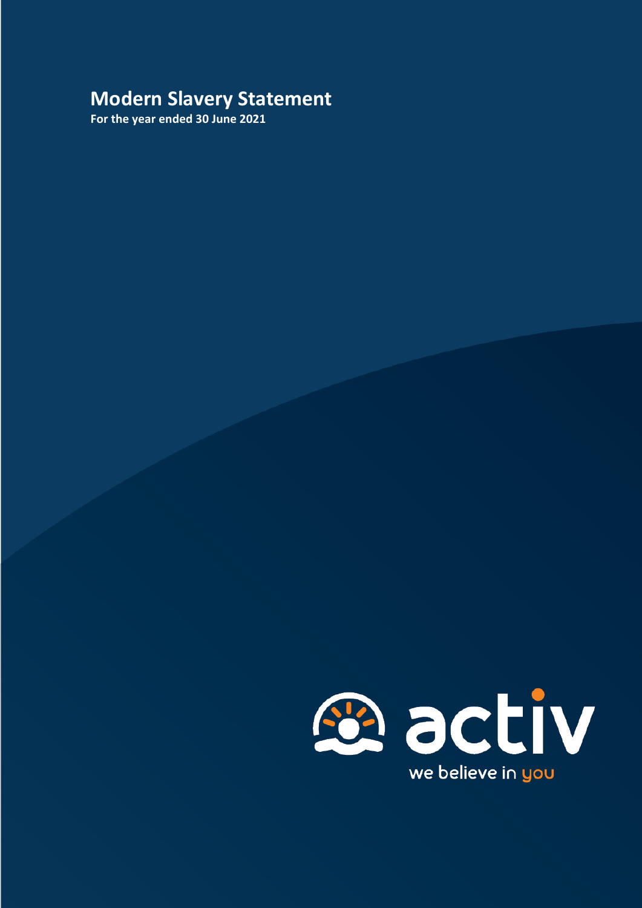# Modern Slavery Statement

**For the year ended 30 June 2021**

activ

we believe in you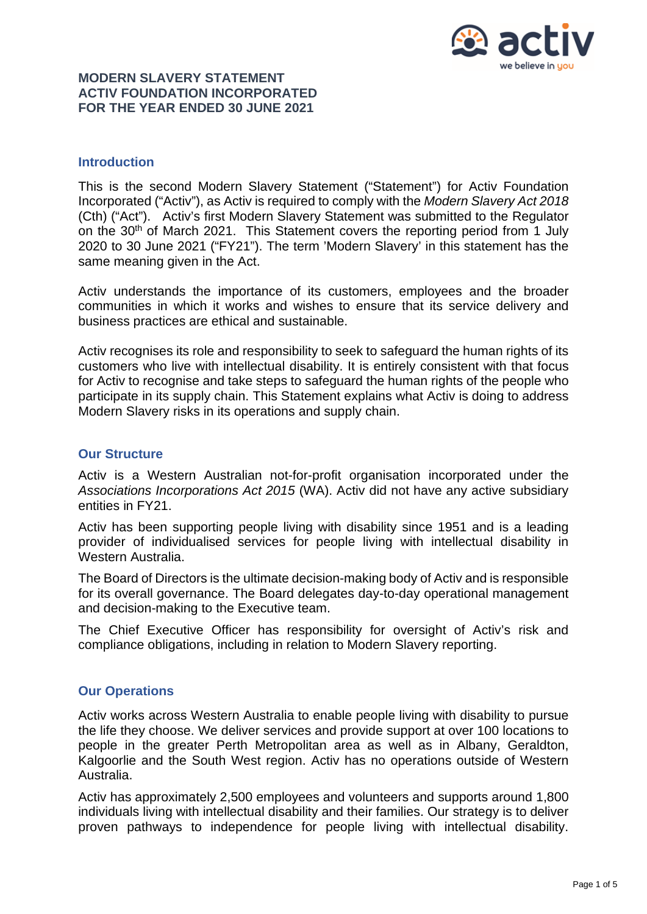**MODERN SLAVERY STATEMENT**
**ACTIV FOUNDATION INCORPORATED**
**FOR THE YEAR ENDED 30 JUNE 2021**

## Introduction

This is the second Modern Slavery Statement ("Statement") for Activ Foundation Incorporated ("Activ"), as Activ is required to comply with the *Modern Slavery Act 2018* (Cth) ("Act"). Activ's first Modern Slavery Statement was submitted to the Regulator on the 30th of March 2021. This Statement covers the reporting period from 1 July 2020 to 30 June 2021 ("FY21"). The term 'Modern Slavery' in this statement has the same meaning given in the Act.

Activ understands the importance of its customers, employees and the broader communities in which it works and wishes to ensure that its service delivery and business practices are ethical and sustainable.

Activ recognises its role and responsibility to seek to safeguard the human rights of its customers who live with intellectual disability. It is entirely consistent with that focus for Activ to recognise and take steps to safeguard the human rights of the people who participate in its supply chain. This Statement explains what Activ is doing to address Modern Slavery risks in its operations and supply chain.

## Our Structure

Activ is a Western Australian not-for-profit organisation incorporated under the *Associations Incorporations Act 2015* (WA). Activ did not have any active subsidiary entities in FY21.

Activ has been supporting people living with disability since 1951 and is a leading provider of individualised services for people living with intellectual disability in Western Australia.

The Board of Directors is the ultimate decision-making body of Activ and is responsible for its overall governance. The Board delegates day-to-day operational management and decision-making to the Executive team.

The Chief Executive Officer has responsibility for oversight of Activ's risk and compliance obligations, including in relation to Modern Slavery reporting.

## Our Operations

Activ works across Western Australia to enable people living with disability to pursue the life they choose. We deliver services and provide support at over 100 locations to people in the greater Perth Metropolitan area as well as in Albany, Geraldton, Kalgoorlie and the South West region. Activ has no operations outside of Western Australia.

Activ has approximately 2,500 employees and volunteers and supports around 1,800 individuals living with intellectual disability and their families. Our strategy is to deliver proven pathways to independence for people living with intellectual disability.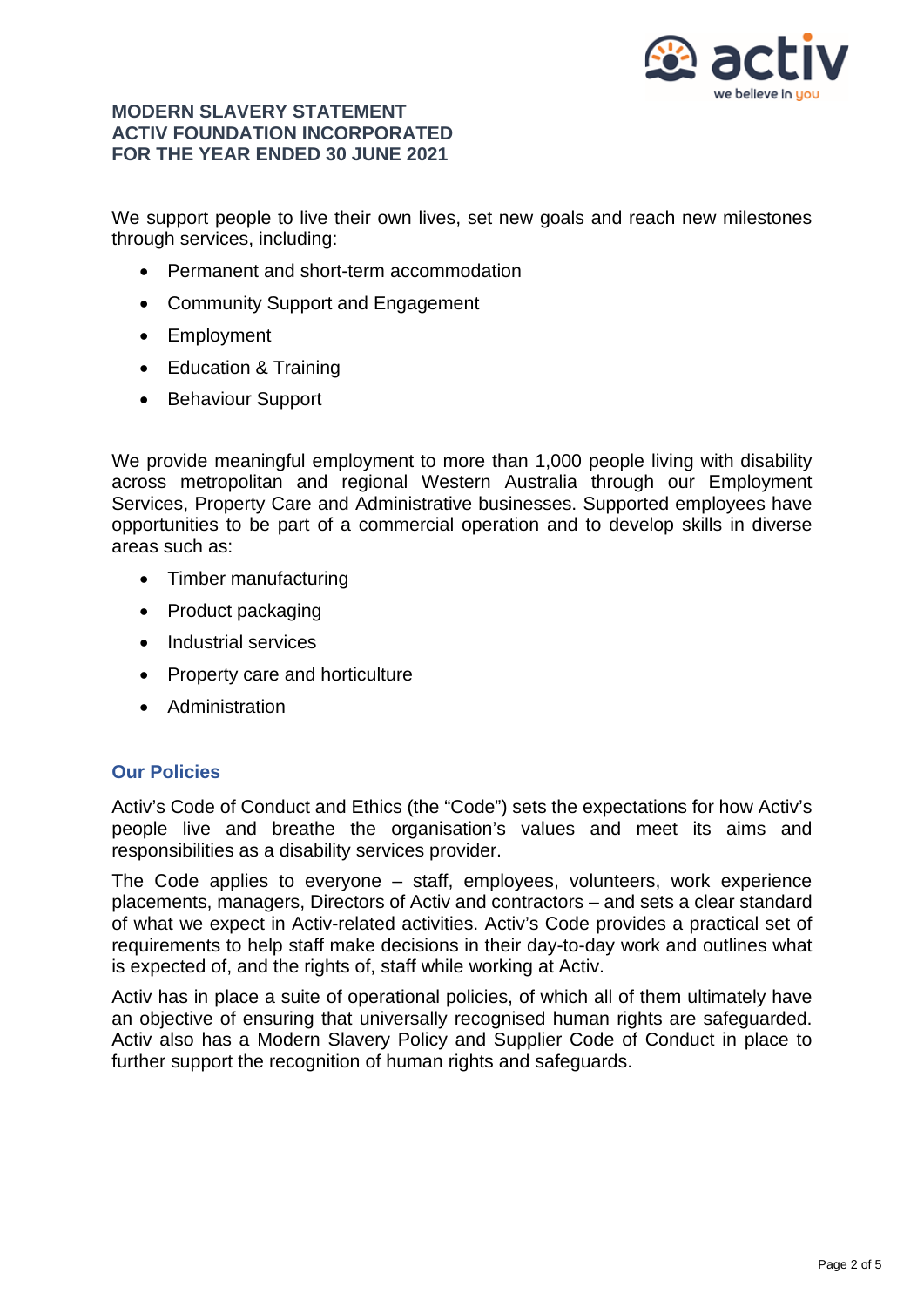**MODERN SLAVERY STATEMENT**
**ACTIV FOUNDATION INCORPORATED**
**FOR THE YEAR ENDED 30 JUNE 2021**

We support people to live their own lives, set new goals and reach new milestones through services, including:

- Permanent and short-term accommodation
- Community Support and Engagement
- Employment
- Education & Training
- Behaviour Support

We provide meaningful employment to more than 1,000 people living with disability across metropolitan and regional Western Australia through our Employment Services, Property Care and Administrative businesses. Supported employees have opportunities to be part of a commercial operation and to develop skills in diverse areas such as:

- Timber manufacturing
- Product packaging
- Industrial services
- Property care and horticulture
- Administration

## Our Policies

Activ's Code of Conduct and Ethics (the "Code") sets the expectations for how Activ's people live and breathe the organisation's values and meet its aims and responsibilities as a disability services provider.

The Code applies to everyone – staff, employees, volunteers, work experience placements, managers, Directors of Activ and contractors – and sets a clear standard of what we expect in Activ-related activities. Activ's Code provides a practical set of requirements to help staff make decisions in their day-to-day work and outlines what is expected of, and the rights of, staff while working at Activ.

Activ has in place a suite of operational policies, of which all of them ultimately have an objective of ensuring that universally recognised human rights are safeguarded. Activ also has a Modern Slavery Policy and Supplier Code of Conduct in place to further support the recognition of human rights and safeguards.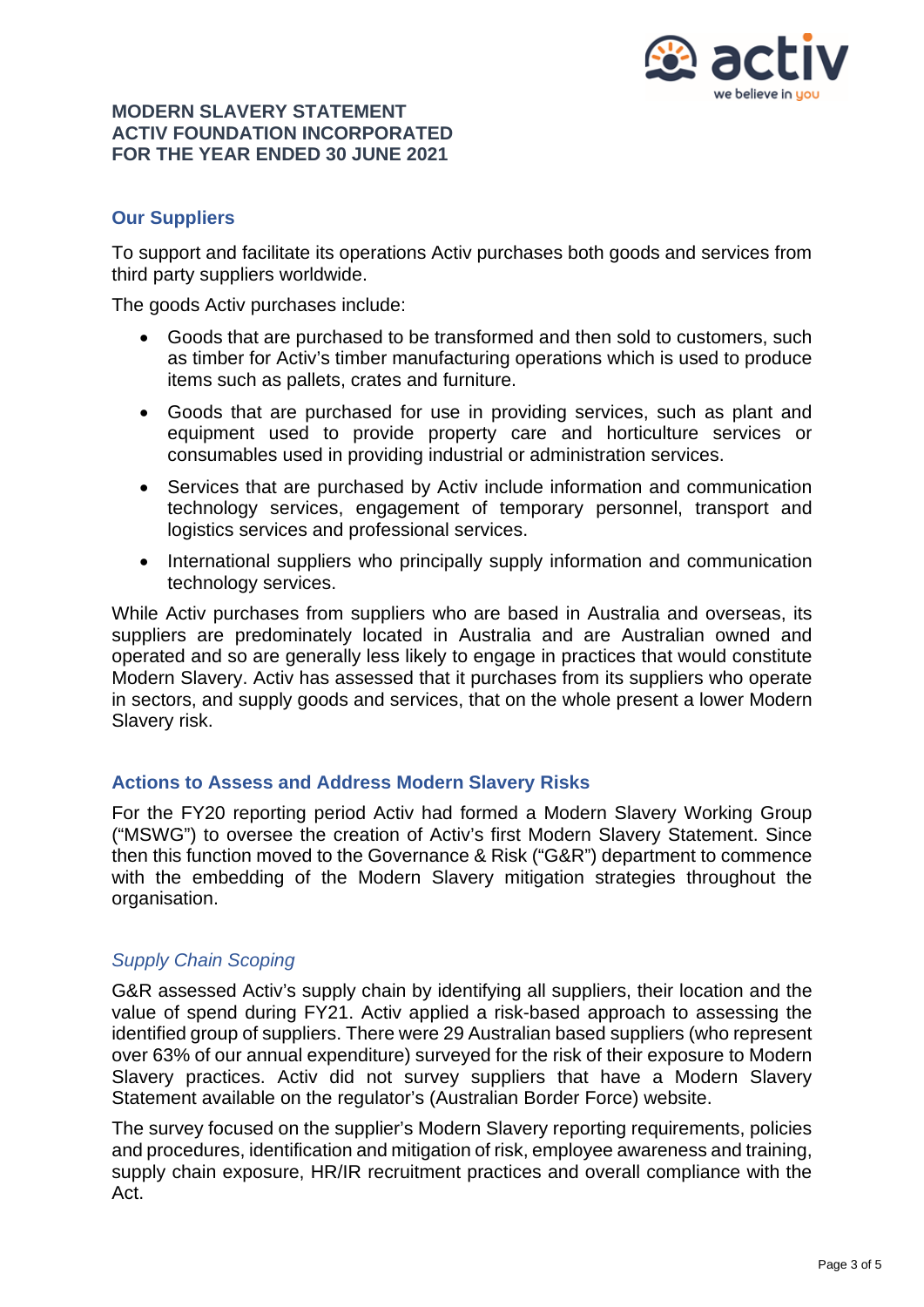**MODERN SLAVERY STATEMENT**
**ACTIV FOUNDATION INCORPORATED**
**FOR THE YEAR ENDED 30 JUNE 2021**

## Our Suppliers

To support and facilitate its operations Activ purchases both goods and services from third party suppliers worldwide.

The goods Activ purchases include:

- Goods that are purchased to be transformed and then sold to customers, such as timber for Activ's timber manufacturing operations which is used to produce items such as pallets, crates and furniture.
- Goods that are purchased for use in providing services, such as plant and equipment used to provide property care and horticulture services or consumables used in providing industrial or administration services.
- Services that are purchased by Activ include information and communication technology services, engagement of temporary personnel, transport and logistics services and professional services.
- International suppliers who principally supply information and communication technology services.

While Activ purchases from suppliers who are based in Australia and overseas, its suppliers are predominately located in Australia and are Australian owned and operated and so are generally less likely to engage in practices that would constitute Modern Slavery. Activ has assessed that it purchases from its suppliers who operate in sectors, and supply goods and services, that on the whole present a lower Modern Slavery risk.

## Actions to Assess and Address Modern Slavery Risks

For the FY20 reporting period Activ had formed a Modern Slavery Working Group ("MSWG") to oversee the creation of Activ's first Modern Slavery Statement. Since then this function moved to the Governance & Risk ("G&R") department to commence with the embedding of the Modern Slavery mitigation strategies throughout the organisation.

### *Supply Chain Scoping*

G&R assessed Activ's supply chain by identifying all suppliers, their location and the value of spend during FY21. Activ applied a risk-based approach to assessing the identified group of suppliers. There were 29 Australian based suppliers (who represent over 63% of our annual expenditure) surveyed for the risk of their exposure to Modern Slavery practices. Activ did not survey suppliers that have a Modern Slavery Statement available on the regulator's (Australian Border Force) website.

The survey focused on the supplier's Modern Slavery reporting requirements, policies and procedures, identification and mitigation of risk, employee awareness and training, supply chain exposure, HR/IR recruitment practices and overall compliance with the Act.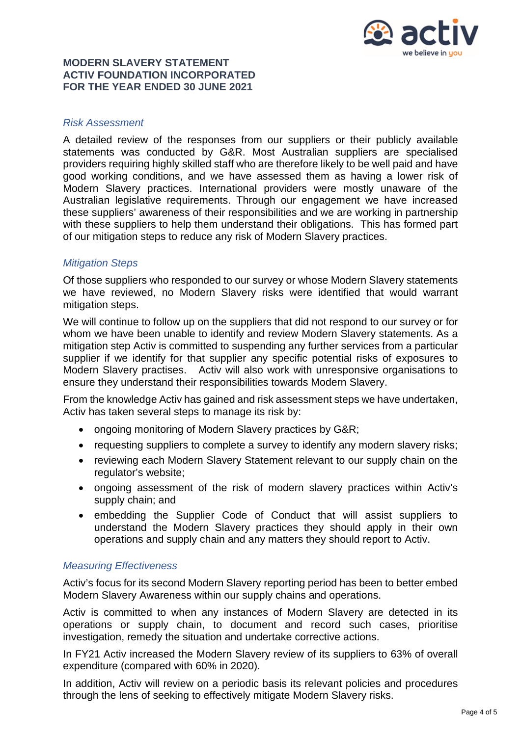**MODERN SLAVERY STATEMENT**
**ACTIV FOUNDATION INCORPORATED**
**FOR THE YEAR ENDED 30 JUNE 2021**

### *Risk Assessment*

A detailed review of the responses from our suppliers or their publicly available statements was conducted by G&R. Most Australian suppliers are specialised providers requiring highly skilled staff who are therefore likely to be well paid and have good working conditions, and we have assessed them as having a lower risk of Modern Slavery practices. International providers were mostly unaware of the Australian legislative requirements. Through our engagement we have increased these suppliers' awareness of their responsibilities and we are working in partnership with these suppliers to help them understand their obligations. This has formed part of our mitigation steps to reduce any risk of Modern Slavery practices.

### *Mitigation Steps*

Of those suppliers who responded to our survey or whose Modern Slavery statements we have reviewed, no Modern Slavery risks were identified that would warrant mitigation steps.

We will continue to follow up on the suppliers that did not respond to our survey or for whom we have been unable to identify and review Modern Slavery statements. As a mitigation step Activ is committed to suspending any further services from a particular supplier if we identify for that supplier any specific potential risks of exposures to Modern Slavery practises. Activ will also work with unresponsive organisations to ensure they understand their responsibilities towards Modern Slavery.

From the knowledge Activ has gained and risk assessment steps we have undertaken, Activ has taken several steps to manage its risk by:

- ongoing monitoring of Modern Slavery practices by G&R;
- requesting suppliers to complete a survey to identify any modern slavery risks;
- reviewing each Modern Slavery Statement relevant to our supply chain on the regulator's website;
- ongoing assessment of the risk of modern slavery practices within Activ's supply chain; and
- embedding the Supplier Code of Conduct that will assist suppliers to understand the Modern Slavery practices they should apply in their own operations and supply chain and any matters they should report to Activ.

### *Measuring Effectiveness*

Activ's focus for its second Modern Slavery reporting period has been to better embed Modern Slavery Awareness within our supply chains and operations.

Activ is committed to when any instances of Modern Slavery are detected in its operations or supply chain, to document and record such cases, prioritise investigation, remedy the situation and undertake corrective actions.

In FY21 Activ increased the Modern Slavery review of its suppliers to 63% of overall expenditure (compared with 60% in 2020).

In addition, Activ will review on a periodic basis its relevant policies and procedures through the lens of seeking to effectively mitigate Modern Slavery risks.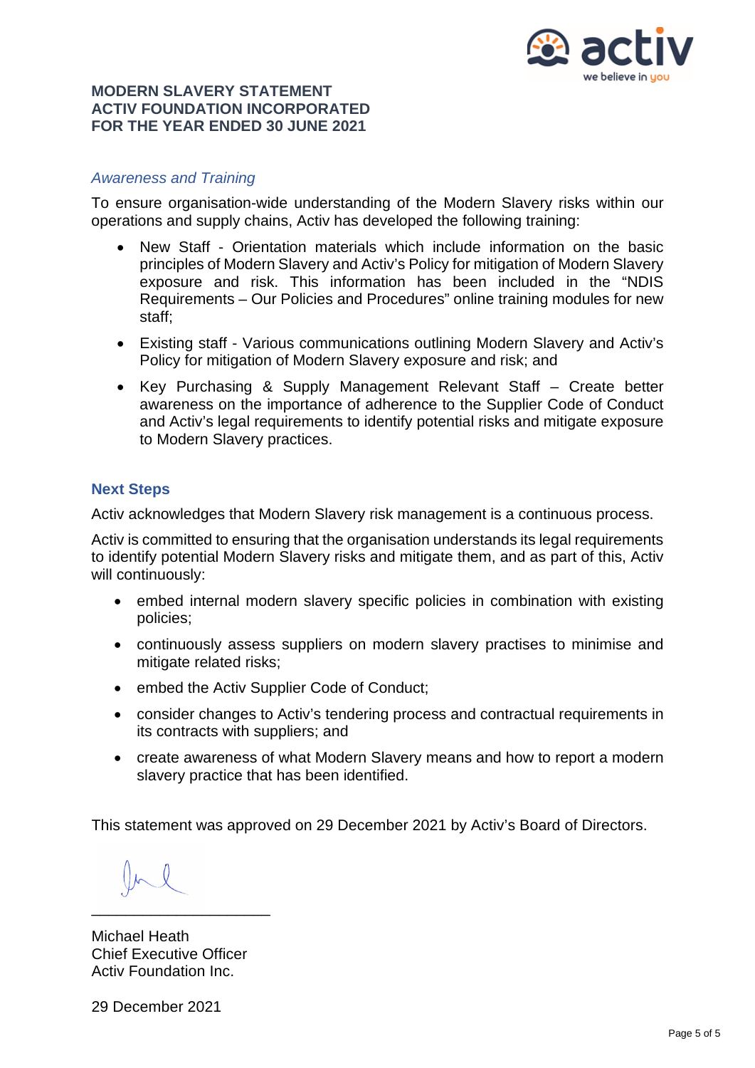**MODERN SLAVERY STATEMENT**
**ACTIV FOUNDATION INCORPORATED**
**FOR THE YEAR ENDED 30 JUNE 2021**

### *Awareness and Training*

To ensure organisation-wide understanding of the Modern Slavery risks within our operations and supply chains, Activ has developed the following training:

- New Staff - Orientation materials which include information on the basic principles of Modern Slavery and Activ's Policy for mitigation of Modern Slavery exposure and risk. This information has been included in the "NDIS Requirements – Our Policies and Procedures" online training modules for new staff;
- Existing staff - Various communications outlining Modern Slavery and Activ's Policy for mitigation of Modern Slavery exposure and risk; and
- Key Purchasing & Supply Management Relevant Staff – Create better awareness on the importance of adherence to the Supplier Code of Conduct and Activ's legal requirements to identify potential risks and mitigate exposure to Modern Slavery practices.

## Next Steps

Activ acknowledges that Modern Slavery risk management is a continuous process.

Activ is committed to ensuring that the organisation understands its legal requirements to identify potential Modern Slavery risks and mitigate them, and as part of this, Activ will continuously:

- embed internal modern slavery specific policies in combination with existing policies;
- continuously assess suppliers on modern slavery practises to minimise and mitigate related risks;
- embed the Activ Supplier Code of Conduct;
- consider changes to Activ's tendering process and contractual requirements in its contracts with suppliers; and
- create awareness of what Modern Slavery means and how to report a modern slavery practice that has been identified.

This statement was approved on 29 December 2021 by Activ's Board of Directors.

Michael Heath
Chief Executive Officer
Activ Foundation Inc.

29 December 2021